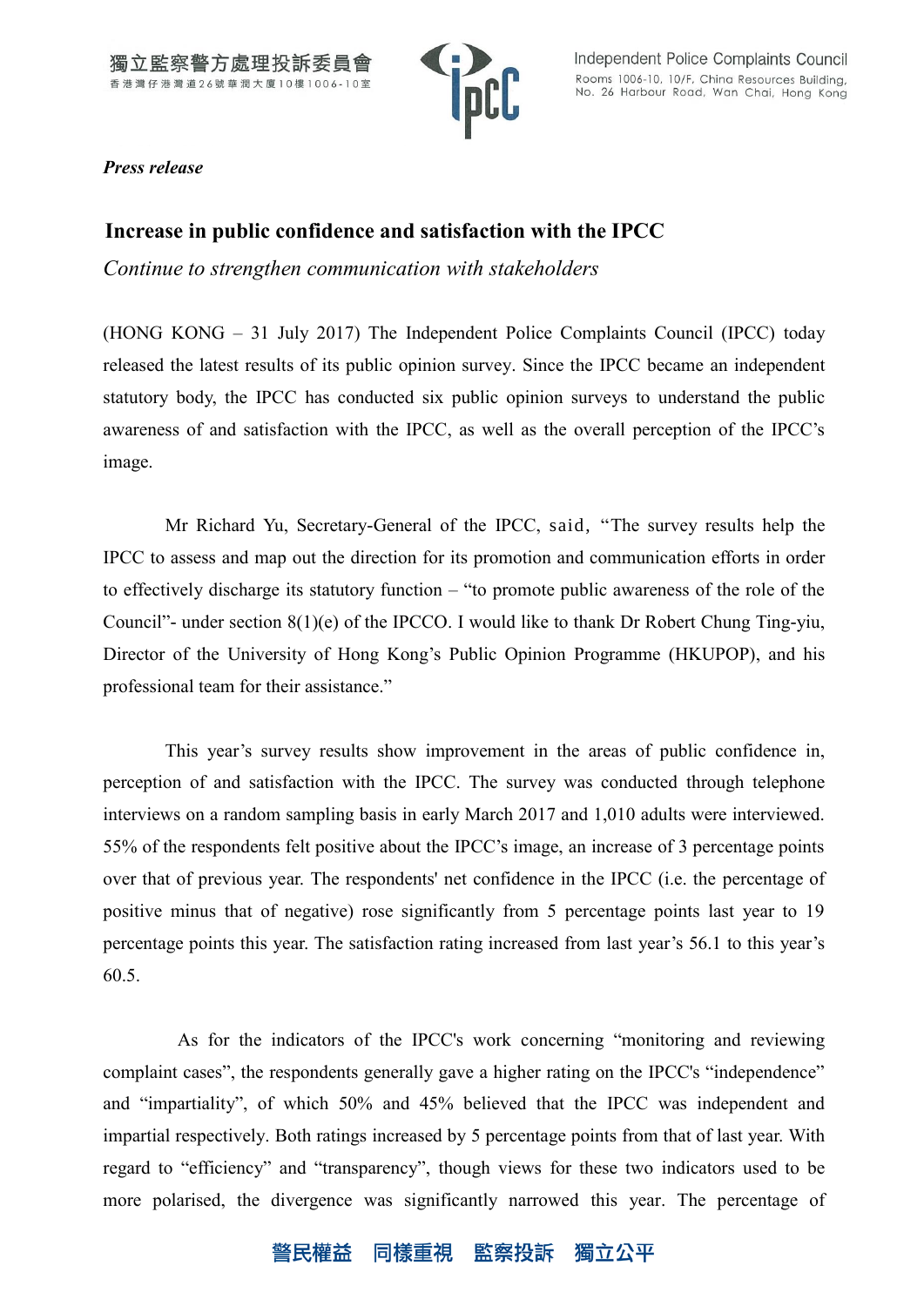獨立監察警方處理投訴委員會
香港灣仔港灣道26號華潤大廈10樓1006-10室

Independent Police Complaints Council
Rooms 1006-10, 10/F, China Resources Building, No. 26 Harbour Road, Wan Chai, Hong Kong

***Press release***

## Increase in public confidence and satisfaction with the IPCC

*Continue to strengthen communication with stakeholders*

(HONG KONG – 31 July 2017) The Independent Police Complaints Council (IPCC) today released the latest results of its public opinion survey. Since the IPCC became an independent statutory body, the IPCC has conducted six public opinion surveys to understand the public awareness of and satisfaction with the IPCC, as well as the overall perception of the IPCC's image.

Mr Richard Yu, Secretary-General of the IPCC, said, "The survey results help the IPCC to assess and map out the direction for its promotion and communication efforts in order to effectively discharge its statutory function – "to promote public awareness of the role of the Council"- under section 8(1)(e) of the IPCCO. I would like to thank Dr Robert Chung Ting-yiu, Director of the University of Hong Kong's Public Opinion Programme (HKUPOP), and his professional team for their assistance."

This year's survey results show improvement in the areas of public confidence in, perception of and satisfaction with the IPCC. The survey was conducted through telephone interviews on a random sampling basis in early March 2017 and 1,010 adults were interviewed. 55% of the respondents felt positive about the IPCC's image, an increase of 3 percentage points over that of previous year. The respondents' net confidence in the IPCC (i.e. the percentage of positive minus that of negative) rose significantly from 5 percentage points last year to 19 percentage points this year. The satisfaction rating increased from last year's 56.1 to this year's 60.5.

As for the indicators of the IPCC's work concerning "monitoring and reviewing complaint cases", the respondents generally gave a higher rating on the IPCC's "independence" and "impartiality", of which 50% and 45% believed that the IPCC was independent and impartial respectively. Both ratings increased by 5 percentage points from that of last year. With regard to "efficiency" and "transparency", though views for these two indicators used to be more polarised, the divergence was significantly narrowed this year. The percentage of

警民權益　同樣重視　監察投訴　獨立公平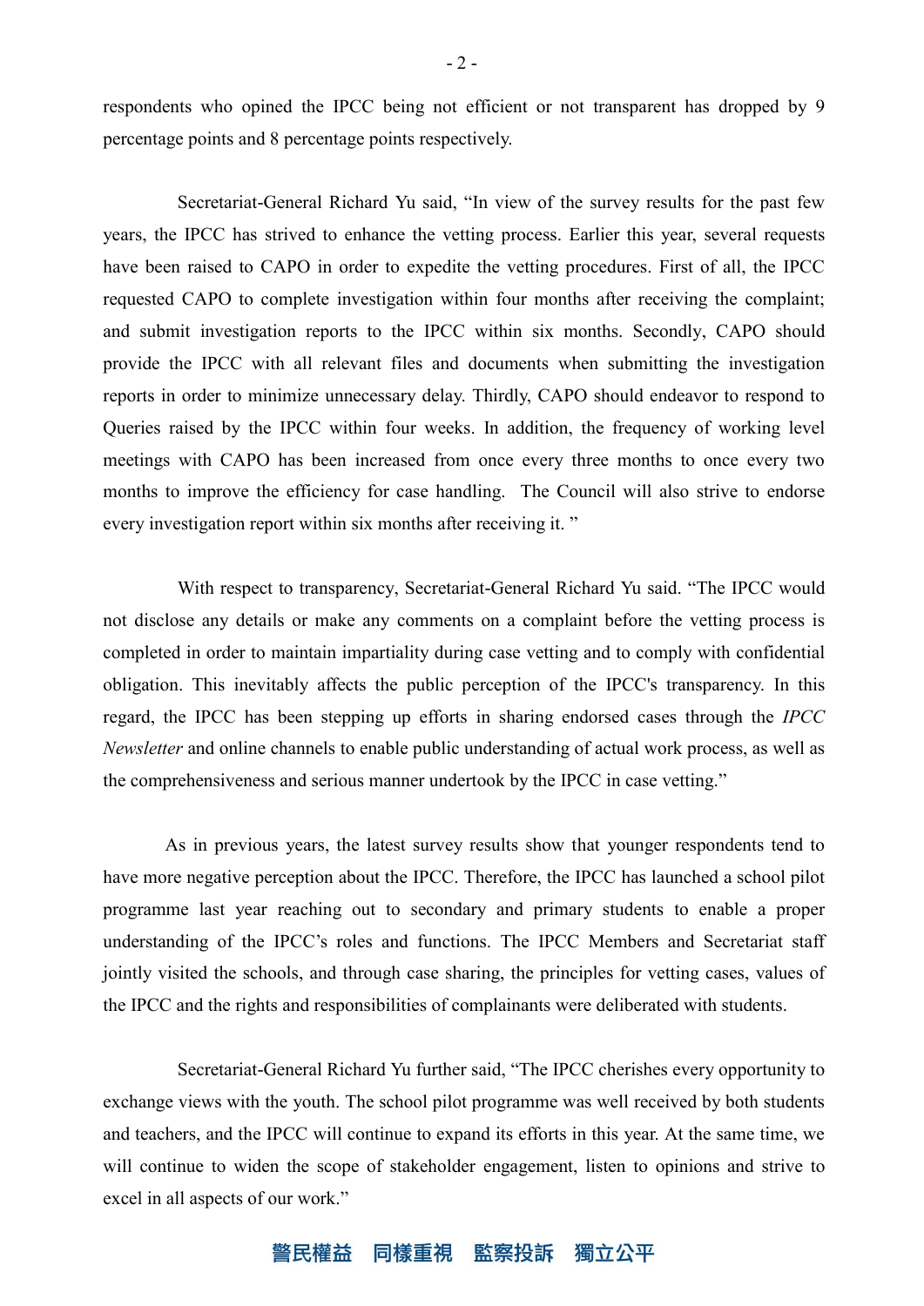respondents who opined the IPCC being not efficient or not transparent has dropped by 9 percentage points and 8 percentage points respectively.

Secretariat-General Richard Yu said, "In view of the survey results for the past few years, the IPCC has strived to enhance the vetting process. Earlier this year, several requests have been raised to CAPO in order to expedite the vetting procedures. First of all, the IPCC requested CAPO to complete investigation within four months after receiving the complaint; and submit investigation reports to the IPCC within six months. Secondly, CAPO should provide the IPCC with all relevant files and documents when submitting the investigation reports in order to minimize unnecessary delay. Thirdly, CAPO should endeavor to respond to Queries raised by the IPCC within four weeks. In addition, the frequency of working level meetings with CAPO has been increased from once every three months to once every two months to improve the efficiency for case handling. The Council will also strive to endorse every investigation report within six months after receiving it. "

With respect to transparency, Secretariat-General Richard Yu said. "The IPCC would not disclose any details or make any comments on a complaint before the vetting process is completed in order to maintain impartiality during case vetting and to comply with confidential obligation. This inevitably affects the public perception of the IPCC's transparency. In this regard, the IPCC has been stepping up efforts in sharing endorsed cases through the *IPCC Newsletter* and online channels to enable public understanding of actual work process, as well as the comprehensiveness and serious manner undertook by the IPCC in case vetting."

As in previous years, the latest survey results show that younger respondents tend to have more negative perception about the IPCC. Therefore, the IPCC has launched a school pilot programme last year reaching out to secondary and primary students to enable a proper understanding of the IPCC's roles and functions. The IPCC Members and Secretariat staff jointly visited the schools, and through case sharing, the principles for vetting cases, values of the IPCC and the rights and responsibilities of complainants were deliberated with students.

Secretariat-General Richard Yu further said, "The IPCC cherishes every opportunity to exchange views with the youth. The school pilot programme was well received by both students and teachers, and the IPCC will continue to expand its efforts in this year. At the same time, we will continue to widen the scope of stakeholder engagement, listen to opinions and strive to excel in all aspects of our work."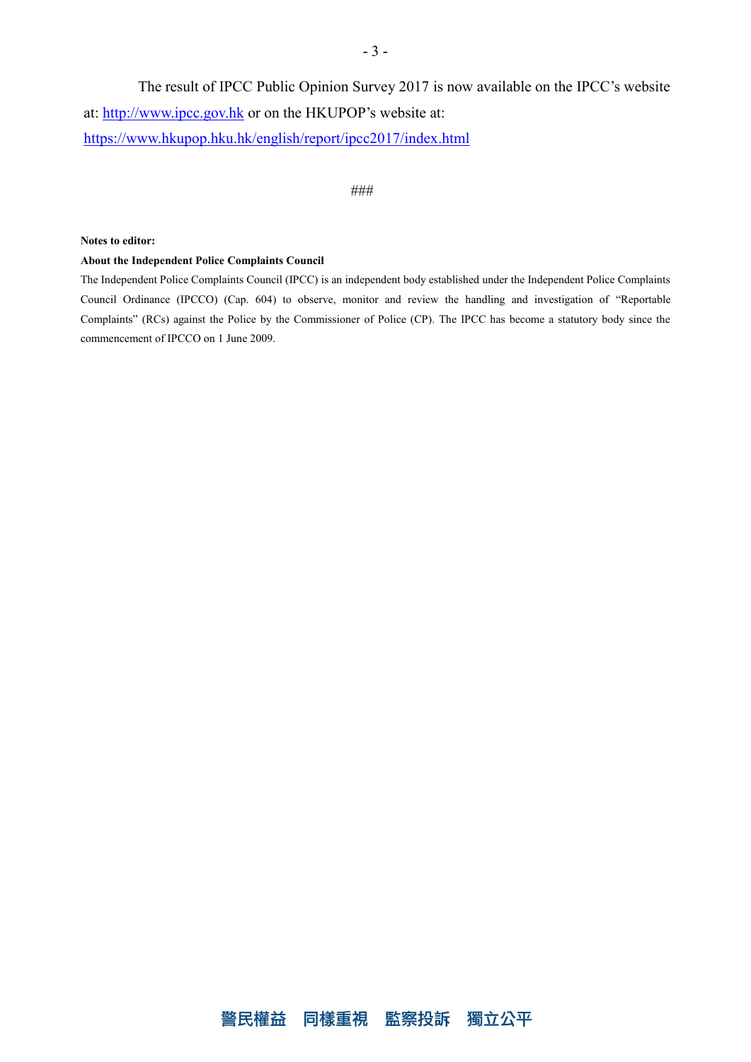The result of IPCC Public Opinion Survey 2017 is now available on the IPCC's website at: http://www.ipcc.gov.hk or on the HKUPOP's website at: https://www.hkupop.hku.hk/english/report/ipcc2017/index.html

###

**Notes to editor:**

**About the Independent Police Complaints Council**

The Independent Police Complaints Council (IPCC) is an independent body established under the Independent Police Complaints Council Ordinance (IPCCO) (Cap. 604) to observe, monitor and review the handling and investigation of "Reportable Complaints" (RCs) against the Police by the Commissioner of Police (CP). The IPCC has become a statutory body since the commencement of IPCCO on 1 June 2009.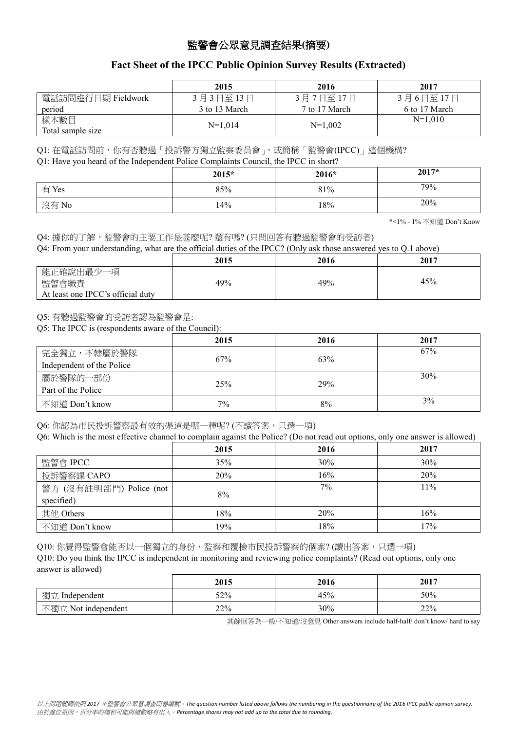# 監警會公眾意見調查結果(摘要)

## Fact Sheet of the IPCC Public Opinion Survey Results (Extracted)

| | 2015 | 2016 | 2017 |
|---|---|---|---|
| 電話訪問進行日期 Fieldwork period | 3月3日至13日 3 to 13 March | 3月7日至17日 7 to 17 March | 3月6日至17日 6 to 17 March |
| 樣本數目 Total sample size | N=1,014 | N=1,002 | N=1,010 |

Q1: 在電話訪問前，你有否聽過「投訴警方獨立監察委員會」，或簡稱「監警會(IPCC)」這個機構?

Q1: Have you heard of the Independent Police Complaints Council, the IPCC in short?

| | 2015* | 2016* | 2017* |
|---|---|---|---|
| 有 Yes | 85% | 81% | 79% |
| 沒有 No | 14% | 18% | 20% |

*<1% - 1% 不知道 Don't Know

Q4: 據你的了解，監警會的主要工作是甚麼呢? 還有嗎? (只問回答有聽過監警會的受訪者)

Q4: From your understanding, what are the official duties of the IPCC? (Only ask those answered yes to Q.1 above)

| | 2015 | 2016 | 2017 |
|---|---|---|---|
| 能正確說出最少一項監警會職責 At least one IPCC's official duty | 49% | 49% | 45% |

Q5: 有聽過監警會的受訪者認為監警會是:

Q5: The IPCC is (respondents aware of the Council):

| | 2015 | 2016 | 2017 |
|---|---|---|---|
| 完全獨立，不隸屬於警隊 Independent of the Police | 67% | 63% | 67% |
| 屬於警隊的一部份 Part of the Police | 25% | 29% | 30% |
| 不知道 Don't know | 7% | 8% | 3% |

Q6: 你認為市民投訴警察最有效的渠道是哪一種呢? (不讀答案，只選一項)

Q6: Which is the most effective channel to complain against the Police? (Do not read out options, only one answer is allowed)

| | 2015 | 2016 | 2017 |
|---|---|---|---|
| 監警會 IPCC | 35% | 30% | 30% |
| 投訴警察課 CAPO | 20% | 16% | 20% |
| 警方 (沒有註明部門) Police (not specified) | 8% | 7% | 11% |
| 其他 Others | 18% | 20% | 16% |
| 不知道 Don't know | 19% | 18% | 17% |

Q10: 你覺得監警會能否以一個獨立的身份，監察和覆檢市民投訴警察的個案? (讀出答案，只選一項)

Q10: Do you think the IPCC is independent in monitoring and reviewing police complaints? (Read out options, only one answer is allowed)

| | 2015 | 2016 | 2017 |
|---|---|---|---|
| 獨立 Independent | 52% | 45% | 50% |
| 不獨立 Not independent | 22% | 30% | 22% |

其餘回答為一般/不知道/沒意見 Other answers include half-half/ don't know/ hard to say

*以上問題號碼依照 2017 年監警會公眾意調查問卷編號。The question number listed above follows the numbering in the questionnaire of the 2016 IPCC public opinion survey.*
*由於進位原因，百分率的總和可能與總數略有出入。Percentage shares may not add up to the total due to rounding.*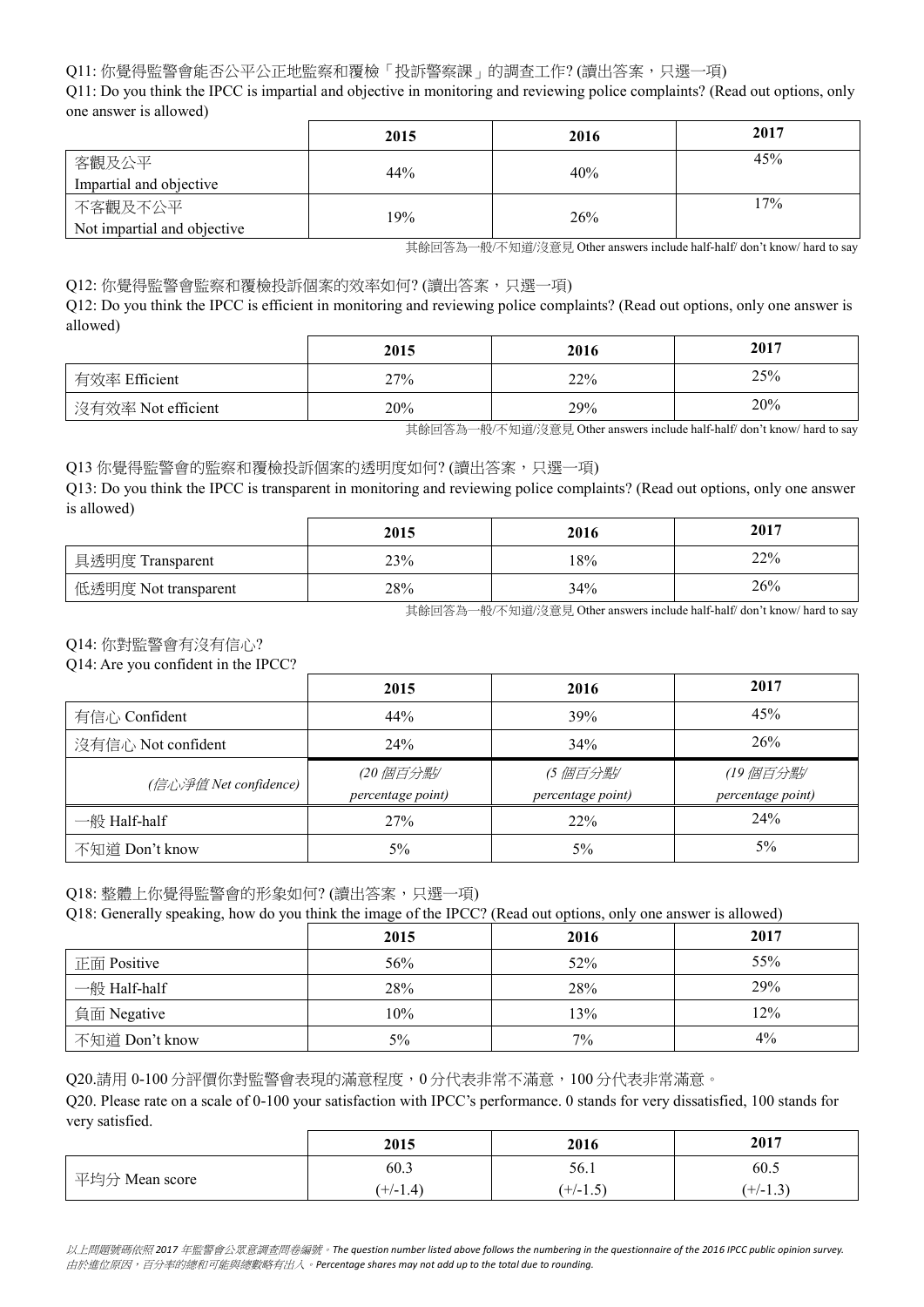Q11: 你覺得監警會能否公平公正地監察和覆檢「投訴警察課」的調查工作? (讀出答案，只選一項)

Q11: Do you think the IPCC is impartial and objective in monitoring and reviewing police complaints? (Read out options, only one answer is allowed)

| | 2015 | 2016 | 2017 |
|---|---|---|---|
| 客觀及公平 Impartial and objective | 44% | 40% | 45% |
| 不客觀及不公平 Not impartial and objective | 19% | 26% | 17% |

其餘回答為一般/不知道/沒意見 Other answers include half-half/ don't know/ hard to say

Q12: 你覺得監警會監察和覆檢投訴個案的效率如何? (讀出答案，只選一項)

Q12: Do you think the IPCC is efficient in monitoring and reviewing police complaints? (Read out options, only one answer is allowed)

| | 2015 | 2016 | 2017 |
|---|---|---|---|
| 有效率 Efficient | 27% | 22% | 25% |
| 沒有效率 Not efficient | 20% | 29% | 20% |

其餘回答為一般/不知道/沒意見 Other answers include half-half/ don't know/ hard to say

Q13 你覺得監警會的監察和覆檢投訴個案的透明度如何? (讀出答案，只選一項)

Q13: Do you think the IPCC is transparent in monitoring and reviewing police complaints? (Read out options, only one answer is allowed)

| | 2015 | 2016 | 2017 |
|---|---|---|---|
| 具透明度 Transparent | 23% | 18% | 22% |
| 低透明度 Not transparent | 28% | 34% | 26% |

其餘回答為一般/不知道/沒意見 Other answers include half-half/ don't know/ hard to say

Q14: 你對監警會有沒有信心?

Q14: Are you confident in the IPCC?

| | 2015 | 2016 | 2017 |
|---|---|---|---|
| 有信心 Confident | 44% | 39% | 45% |
| 沒有信心 Not confident | 24% | 34% | 26% |
| *(信心淨值 Net confidence)* | *(20 個百分點/ percentage point)* | *(5 個百分點/ percentage point)* | *(19 個百分點/ percentage point)* |
| 一般 Half-half | 27% | 22% | 24% |
| 不知道 Don't know | 5% | 5% | 5% |

Q18: 整體上你覺得監警會的形象如何? (讀出答案，只選一項)

Q18: Generally speaking, how do you think the image of the IPCC? (Read out options, only one answer is allowed)

| | 2015 | 2016 | 2017 |
|---|---|---|---|
| 正面 Positive | 56% | 52% | 55% |
| 一般 Half-half | 28% | 28% | 29% |
| 負面 Negative | 10% | 13% | 12% |
| 不知道 Don't know | 5% | 7% | 4% |

Q20.請用 0-100 分評價你對監警會表現的滿意程度，0 分代表非常不滿意，100 分代表非常滿意。

Q20. Please rate on a scale of 0-100 your satisfaction with IPCC's performance. 0 stands for very dissatisfied, 100 stands for very satisfied.

| | 2015 | 2016 | 2017 |
|---|---|---|---|
| 平均分 Mean score | 60.3 (+/-1.4) | 56.1 (+/-1.5) | 60.5 (+/-1.3) |

*以上問題號碼依照 2017 年監警會公眾意調查問卷編號。The question number listed above follows the numbering in the questionnaire of the 2016 IPCC public opinion survey.*
*由於進位原因，百分率的總和可能與總數略有出入。Percentage shares may not add up to the total due to rounding.*